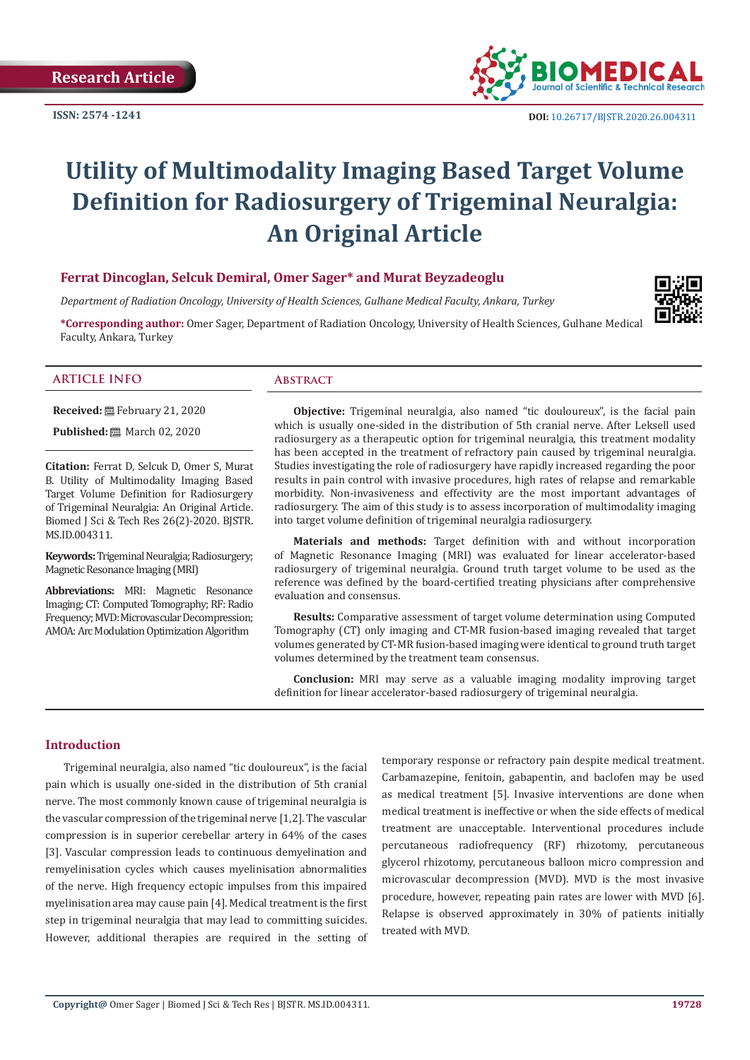Research Article

ISSN: 2574 -1241

DOI: 10.26717/BJSTR.2020.26.004311

# Utility of Multimodality Imaging Based Target Volume Definition for Radiosurgery of Trigeminal Neuralgia: An Original Article

**Ferrat Dincoglan, Selcuk Demiral, Omer Sager* and Murat Beyzadeoglu**

*Department of Radiation Oncology, University of Health Sciences, Gulhane Medical Faculty, Ankara, Turkey*

**\*Corresponding author:** Omer Sager, Department of Radiation Oncology, University of Health Sciences, Gulhane Medical Faculty, Ankara, Turkey

## ARTICLE INFO

**Received:** February 21, 2020

**Published:** March 02, 2020

**Citation:** Ferrat D, Selcuk D, Omer S, Murat B. Utility of Multimodality Imaging Based Target Volume Definition for Radiosurgery of Trigeminal Neuralgia: An Original Article. Biomed J Sci & Tech Res 26(2)-2020. BJSTR. MS.ID.004311.

**Keywords:** Trigeminal Neuralgia; Radiosurgery; Magnetic Resonance Imaging (MRI)

**Abbreviations:** MRI: Magnetic Resonance Imaging; CT: Computed Tomography; RF: Radio Frequency; MVD: Microvascular Decompression; AMOA: Arc Modulation Optimization Algorithm

## Abstract

**Objective:** Trigeminal neuralgia, also named "tic douloureux", is the facial pain which is usually one-sided in the distribution of 5th cranial nerve. After Leksell used radiosurgery as a therapeutic option for trigeminal neuralgia, this treatment modality has been accepted in the treatment of refractory pain caused by trigeminal neuralgia. Studies investigating the role of radiosurgery have rapidly increased regarding the poor results in pain control with invasive procedures, high rates of relapse and remarkable morbidity. Non-invasiveness and effectivity are the most important advantages of radiosurgery. The aim of this study is to assess incorporation of multimodality imaging into target volume definition of trigeminal neuralgia radiosurgery.

**Materials and methods:** Target definition with and without incorporation of Magnetic Resonance Imaging (MRI) was evaluated for linear accelerator-based radiosurgery of trigeminal neuralgia. Ground truth target volume to be used as the reference was defined by the board-certified treating physicians after comprehensive evaluation and consensus.

**Results:** Comparative assessment of target volume determination using Computed Tomography (CT) only imaging and CT-MR fusion-based imaging revealed that target volumes generated by CT-MR fusion-based imaging were identical to ground truth target volumes determined by the treatment team consensus.

**Conclusion:** MRI may serve as a valuable imaging modality improving target definition for linear accelerator-based radiosurgery of trigeminal neuralgia.

## Introduction

Trigeminal neuralgia, also named "tic douloureux", is the facial pain which is usually one-sided in the distribution of 5th cranial nerve. The most commonly known cause of trigeminal neuralgia is the vascular compression of the trigeminal nerve [1,2]. The vascular compression is in superior cerebellar artery in 64% of the cases [3]. Vascular compression leads to continuous demyelination and remyelinisation cycles which causes myelinisation abnormalities of the nerve. High frequency ectopic impulses from this impaired myelinisation area may cause pain [4]. Medical treatment is the first step in trigeminal neuralgia that may lead to committing suicides. However, additional therapies are required in the setting of temporary response or refractory pain despite medical treatment. Carbamazepine, fenitoin, gabapentin, and baclofen may be used as medical treatment [5]. Invasive interventions are done when medical treatment is ineffective or when the side effects of medical treatment are unacceptable. Interventional procedures include percutaneous radiofrequency (RF) rhizotomy, percutaneous glycerol rhizotomy, percutaneous balloon micro compression and microvascular decompression (MVD). MVD is the most invasive procedure, however, repeating pain rates are lower with MVD [6]. Relapse is observed approximately in 30% of patients initially treated with MVD.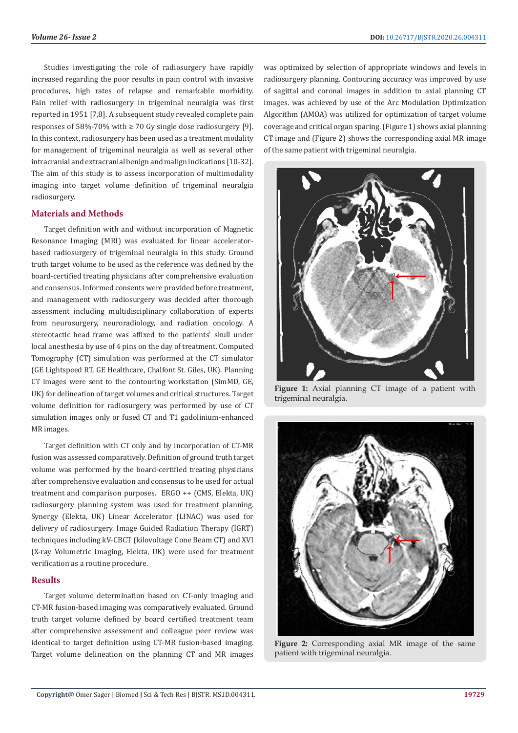Studies investigating the role of radiosurgery have rapidly increased regarding the poor results in pain control with invasive procedures, high rates of relapse and remarkable morbidity. Pain relief with radiosurgery in trigeminal neuralgia was first reported in 1951 [7,8]. A subsequent study revealed complete pain responses of 58%-70% with ≥ 70 Gy single dose radiosurgery [9]. In this context, radiosurgery has been used as a treatment modality for management of trigeminal neuralgia as well as several other intracranial and extracranial benign and malign indications [10-32]. The aim of this study is to assess incorporation of multimodality imaging into target volume definition of trigeminal neuralgia radiosurgery.

## Materials and Methods

Target definition with and without incorporation of Magnetic Resonance Imaging (MRI) was evaluated for linear accelerator-based radiosurgery of trigeminal neuralgia in this study. Ground truth target volume to be used as the reference was defined by the board-certified treating physicians after comprehensive evaluation and consensus. Informed consents were provided before treatment, and management with radiosurgery was decided after thorough assessment including multidisciplinary collaboration of experts from neurosurgery, neuroradiology, and radiation oncology. A stereotactic head frame was affixed to the patients' skull under local anesthesia by use of 4 pins on the day of treatment. Computed Tomography (CT) simulation was performed at the CT simulator (GE Lightspeed RT, GE Healthcare, Chalfont St. Giles, UK). Planning CT images were sent to the contouring workstation (SimMD, GE, UK) for delineation of target volumes and critical structures. Target volume definition for radiosurgery was performed by use of CT simulation images only or fused CT and T1 gadolinium-enhanced MR images.

Target definition with CT only and by incorporation of CT-MR fusion was assessed comparatively. Definition of ground truth target volume was performed by the board-certified treating physicians after comprehensive evaluation and consensus to be used for actual treatment and comparison purposes. ERGO ++ (CMS, Elekta, UK) radiosurgery planning system was used for treatment planning. Synergy (Elekta, UK) Linear Accelerator (LINAC) was used for delivery of radiosurgery. Image Guided Radiation Therapy (IGRT) techniques including kV-CBCT (kilovoltage Cone Beam CT) and XVI (X-ray Volumetric Imaging, Elekta, UK) were used for treatment verification as a routine procedure.

## Results

Target volume determination based on CT-only imaging and CT-MR fusion-based imaging was comparatively evaluated. Ground truth target volume defined by board certified treatment team after comprehensive assessment and colleague peer review was identical to target definition using CT-MR fusion-based imaging. Target volume delineation on the planning CT and MR images was optimized by selection of appropriate windows and levels in radiosurgery planning. Contouring accuracy was improved by use of sagittal and coronal images in addition to axial planning CT images. was achieved by use of the Arc Modulation Optimization Algorithm (AMOA) was utilized for optimization of target volume coverage and critical organ sparing. (Figure 1) shows axial planning CT image and (Figure 2) shows the corresponding axial MR image of the same patient with trigeminal neuralgia.

**Figure 1:** Axial planning CT image of a patient with trigeminal neuralgia.

**Figure 2:** Corresponding axial MR image of the same patient with trigeminal neuralgia.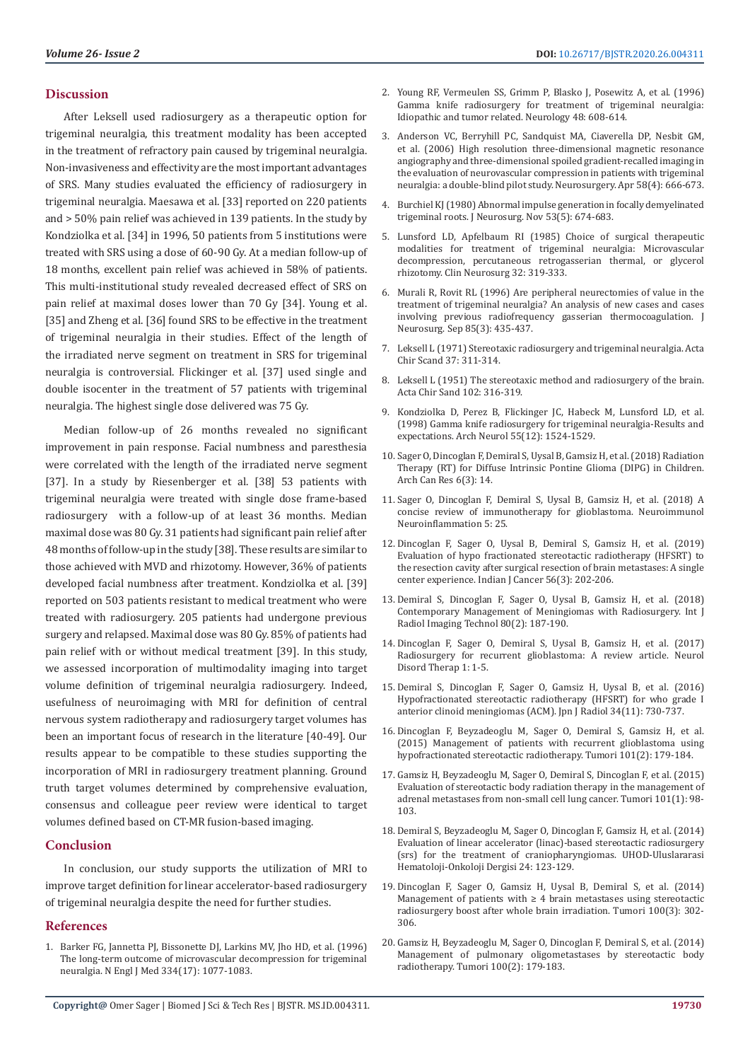## Discussion

After Leksell used radiosurgery as a therapeutic option for trigeminal neuralgia, this treatment modality has been accepted in the treatment of refractory pain caused by trigeminal neuralgia. Non-invasiveness and effectivity are the most important advantages of SRS. Many studies evaluated the efficiency of radiosurgery in trigeminal neuralgia. Maesawa et al. [33] reported on 220 patients and > 50% pain relief was achieved in 139 patients. In the study by Kondziolka et al. [34] in 1996, 50 patients from 5 institutions were treated with SRS using a dose of 60-90 Gy. At a median follow-up of 18 months, excellent pain relief was achieved in 58% of patients. This multi-institutional study revealed decreased effect of SRS on pain relief at maximal doses lower than 70 Gy [34]. Young et al. [35] and Zheng et al. [36] found SRS to be effective in the treatment of trigeminal neuralgia in their studies. Effect of the length of the irradiated nerve segment on treatment in SRS for trigeminal neuralgia is controversial. Flickinger et al. [37] used single and double isocenter in the treatment of 57 patients with trigeminal neuralgia. The highest single dose delivered was 75 Gy.

Median follow-up of 26 months revealed no significant improvement in pain response. Facial numbness and paresthesia were correlated with the length of the irradiated nerve segment [37]. In a study by Riesenberger et al. [38] 53 patients with trigeminal neuralgia were treated with single dose frame-based radiosurgery with a follow-up of at least 36 months. Median maximal dose was 80 Gy. 31 patients had significant pain relief after 48 months of follow-up in the study [38]. These results are similar to those achieved with MVD and rhizotomy. However, 36% of patients developed facial numbness after treatment. Kondziolka et al. [39] reported on 503 patients resistant to medical treatment who were treated with radiosurgery. 205 patients had undergone previous surgery and relapsed. Maximal dose was 80 Gy. 85% of patients had pain relief with or without medical treatment [39]. In this study, we assessed incorporation of multimodality imaging into target volume definition of trigeminal neuralgia radiosurgery. Indeed, usefulness of neuroimaging with MRI for definition of central nervous system radiotherapy and radiosurgery target volumes has been an important focus of research in the literature [40-49]. Our results appear to be compatible to these studies supporting the incorporation of MRI in radiosurgery treatment planning. Ground truth target volumes determined by comprehensive evaluation, consensus and colleague peer review were identical to target volumes defined based on CT-MR fusion-based imaging.

## Conclusion

In conclusion, our study supports the utilization of MRI to improve target definition for linear accelerator-based radiosurgery of trigeminal neuralgia despite the need for further studies.

## References

1. Barker FG, Jannetta PJ, Bissonette DJ, Larkins MV, Jho HD, et al. (1996) The long-term outcome of microvascular decompression for trigeminal neuralgia. N Engl J Med 334(17): 1077-1083.
2. Young RF, Vermeulen SS, Grimm P, Blasko J, Posewitz A, et al. (1996) Gamma knife radiosurgery for treatment of trigeminal neuralgia: Idiopathic and tumor related. Neurology 48: 608-614.
3. Anderson VC, Berryhill PC, Sandquist MA, Ciaverella DP, Nesbit GM, et al. (2006) High resolution three-dimensional magnetic resonance angiography and three-dimensional spoiled gradient-recalled imaging in the evaluation of neurovascular compression in patients with trigeminal neuralgia: a double-blind pilot study. Neurosurgery. Apr 58(4): 666-673.
4. Burchiel KJ (1980) Abnormal impulse generation in focally demyelinated trigeminal roots. J Neurosurg. Nov 53(5): 674-683.
5. Lunsford LD, Apfelbaum RI (1985) Choice of surgical therapeutic modalities for treatment of trigeminal neuralgia: Microvascular decompression, percutaneous retrogasserian thermal, or glycerol rhizotomy. Clin Neurosurg 32: 319-333.
6. Murali R, Rovit RL (1996) Are peripheral neurectomies of value in the treatment of trigeminal neuralgia? An analysis of new cases and cases involving previous radiofrequency gasserian thermocoagulation. J Neurosurg. Sep 85(3): 435-437.
7. Leksell L (1971) Stereotaxic radiosurgery and trigeminal neuralgia. Acta Chir Scand 37: 311-314.
8. Leksell L (1951) The stereotaxic method and radiosurgery of the brain. Acta Chir Sand 102: 316-319.
9. Kondziolka D, Perez B, Flickinger JC, Habeck M, Lunsford LD, et al. (1998) Gamma knife radiosurgery for trigeminal neuralgia-Results and expectations. Arch Neurol 55(12): 1524-1529.
10. Sager O, Dincoglan F, Demiral S, Uysal B, Gamsiz H, et al. (2018) Radiation Therapy (RT) for Diffuse Intrinsic Pontine Glioma (DIPG) in Children. Arch Can Res 6(3): 14.
11. Sager O, Dincoglan F, Demiral S, Uysal B, Gamsiz H, et al. (2018) A concise review of immunotherapy for glioblastoma. Neuroimmunol Neuroinflammation 5: 25.
12. Dincoglan F, Sager O, Uysal B, Demiral S, Gamsiz H, et al. (2019) Evaluation of hypo fractionated stereotactic radiotherapy (HFSRT) to the resection cavity after surgical resection of brain metastases: A single center experience. Indian J Cancer 56(3): 202-206.
13. Demiral S, Dincoglan F, Sager O, Uysal B, Gamsiz H, et al. (2018) Contemporary Management of Meningiomas with Radiosurgery. Int J Radiol Imaging Technol 80(2): 187-190.
14. Dincoglan F, Sager O, Demiral S, Uysal B, Gamsiz H, et al. (2017) Radiosurgery for recurrent glioblastoma: A review article. Neurol Disord Therap 1: 1-5.
15. Demiral S, Dincoglan F, Sager O, Gamsiz H, Uysal B, et al. (2016) Hypofractionated stereotactic radiotherapy (HFSRT) for who grade I anterior clinoid meningiomas (ACM). Jpn J Radiol 34(11): 730-737.
16. Dincoglan F, Beyzadeoglu M, Sager O, Demiral S, Gamsiz H, et al. (2015) Management of patients with recurrent glioblastoma using hypofractionated stereotactic radiotherapy. Tumori 101(2): 179-184.
17. Gamsiz H, Beyzadeoglu M, Sager O, Demiral S, Dincoglan F, et al. (2015) Evaluation of stereotactic body radiation therapy in the management of adrenal metastases from non-small cell lung cancer. Tumori 101(1): 98-103.
18. Demiral S, Beyzadeoglu M, Sager O, Dincoglan F, Gamsiz H, et al. (2014) Evaluation of linear accelerator (linac)-based stereotactic radiosurgery (srs) for the treatment of craniopharyngiomas. UHOD-Uluslararasi Hematoloji-Onkoloji Dergisi 24: 123-129.
19. Dincoglan F, Sager O, Gamsiz H, Uysal B, Demiral S, et al. (2014) Management of patients with ≥ 4 brain metastases using stereotactic radiosurgery boost after whole brain irradiation. Tumori 100(3): 302-306.
20. Gamsiz H, Beyzadeoglu M, Sager O, Dincoglan F, Demiral S, et al. (2014) Management of pulmonary oligometastases by stereotactic body radiotherapy. Tumori 100(2): 179-183.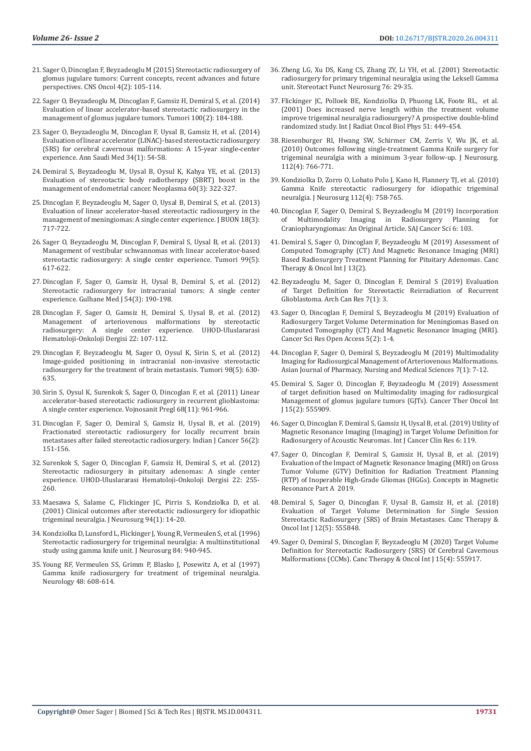21. Sager O, Dincoglan F, Beyzadeoglu M (2015) Stereotactic radiosurgery of glomus jugulare tumors: Current concepts, recent advances and future perspectives. CNS Oncol 4(2): 105-114.
22. Sager O, Beyzadeoglu M, Dincoglan F, Gamsiz H, Demiral S, et al. (2014) Evaluation of linear accelerator-based stereotactic radiosurgery in the management of glomus jugulare tumors. Tumori 100(2): 184-188.
23. Sager O, Beyzadeoglu M, Dincoglan F, Uysal B, Gamsiz H, et al. (2014) Evaluation of linear accelerator (LINAC)-based stereotactic radiosurgery (SRS) for cerebral cavernous malformations: A 15-year single-center experience. Ann Saudi Med 34(1): 54-58.
24. Demiral S, Beyzadeoglu M, Uysal B, Oysul K, Kahya YE, et al. (2013) Evaluation of stereotactic body radiotherapy (SBRT) boost in the management of endometrial cancer. Neoplasma 60(3): 322-327.
25. Dincoglan F, Beyzadeoglu M, Sager O, Uysal B, Demiral S, et al. (2013) Evaluation of linear accelerator-based stereotactic radiosurgery in the management of meningiomas: A single center experience. J BUON 18(3): 717-722.
26. Sager O, Beyzadeoglu M, Dincoglan F, Demiral S, Uysal B, et al. (2013) Management of vestibular schwannomas with linear accelerator-based stereotactic radiosurgery: A single center experience. Tumori 99(5): 617-622.
27. Dincoglan F, Sager O, Gamsiz H, Uysal B, Demiral S, et al. (2012) Stereotactic radiosurgery for intracranial tumors: A single center experience. Gulhane Med J 54(3): 190-198.
28. Dincoglan F, Sager O, Gamsiz H, Demiral S, Uysal B, et al. (2012) Management of arteriovenous malformations by stereotactic radiosurgery: A single center experience. UHOD-Uluslararasi Hematoloji-Onkoloji Dergisi 22: 107-112.
29. Dincoglan F, Beyzadeoglu M, Sager O, Oysul K, Sirin S, et al. (2012) Image-guided positioning in intracranial non-invasive stereotactic radiosurgery for the treatment of brain metastasis. Tumori 98(5): 630-635.
30. Sirin S, Oysul K, Surenkok S, Sager O, Dincoglan F, et al. (2011) Linear accelerator-based stereotactic radiosurgery in recurrent glioblastoma: A single center experience. Vojnosanit Pregl 68(11): 961-966.
31. Dincoglan F, Sager O, Demiral S, Gamsiz H, Uysal B, et al. (2019) Fractionated stereotactic radiosurgery for locally recurrent brain metastases after failed stereotactic radiosurgery. Indian J Cancer 56(2): 151-156.
32. Surenkok S, Sager O, Dincoglan F, Gamsiz H, Demiral S, et al. (2012) Stereotactic radiosurgery in pituitary adenomas: A single center experience. UHOD-Uluslararasi Hematoloji-Onkoloji Dergisi 22: 255-260.
33. Maesawa S, Salame C, Flickinger JC, Pirris S, Kondziolka D, et al. (2001) Clinical outcomes after stereotactic radiosurgery for idiopathic trigeminal neuralgia. J Neurosurg 94(1): 14-20.
34. Kondziolka D, Lunsford L, Flickinger J, Young R, Vermeulen S, et al. (1996) Stereotactic radiosurgery for trigeminal neuralgia: A multiinstitutional study using gamma knife unit. J Neurosurg 84: 940-945.
35. Young RF, Vermeulen SS, Grimm P, Blasko J, Posewitz A, et al (1997) Gamma knife radiosurgery for treatment of trigeminal neuralgia. Neurology 48: 608-614.
36. Zheng LG, Xu DS, Kang CS, Zhang ZY, Li YH, et al. (2001) Stereotactic radiosurgery for primary trigeminal neuralgia using the Leksell Gamma unit. Stereotact Funct Neurosurg 76: 29-35.
37. Flickinger JC, Polloek BE, Kondziolka D, Phuong LK, Foote RL, et al. (2001) Does increased nerve length within the treatment volume improve trigeminal neuralgia radiosurgery? A prospective double-blind randomized study. Int J Radiat Oncol Biol Phys 51: 449-454.
38. Riesenburger RI, Hwang SW, Schirmer CM, Zerris V, Wu JK, et al. (2010) Outcomes following single-treatment Gamma Knife surgery for trigeminal neuralgia with a minimum 3-year follow-up. J Neurosurg. 112(4): 766-771.
39. Kondziolka D, Zorro O, Lobato Polo J, Kano H, Flannery TJ, et al. (2010) Gamma Knife stereotactic radiosurgery for idiopathic trigeminal neuralgia. J Neurosurg 112(4): 758-765.
40. Dincoglan F, Sager O, Demiral S, Beyzadeoglu M (2019) Incorporation of Multimodality Imaging in Radiosurgery Planning for Craniopharyngiomas: An Original Article. SAJ Cancer Sci 6: 103.
41. Demiral S, Sager O, Dincoglan F, Beyzadeoglu M (2019) Assessment of Computed Tomography (CT) And Magnetic Resonance Imaging (MRI) Based Radiosurgery Treatment Planning for Pituitary Adenomas. Canc Therapy & Oncol Int J 13(2).
42. Beyzadeoglu M, Sager O, Dincoglan F, Demiral S (2019) Evaluation of Target Definition for Stereotactic Reirradiation of Recurrent Glioblastoma. Arch Can Res 7(1): 3.
43. Sager O, Dincoglan F, Demiral S, Beyzadeoglu M (2019) Evaluation of Radiosurgery Target Volume Determination for Meningiomas Based on Computed Tomography (CT) And Magnetic Resonance Imaging (MRI). Cancer Sci Res Open Access 5(2): 1-4.
44. Dincoglan F, Sager O, Demiral S, Beyzadeoglu M (2019) Multimodality Imaging for Radiosurgical Management of Arteriovenous Malformations. Asian Journal of Pharmacy, Nursing and Medical Sciences 7(1): 7-12.
45. Demiral S, Sager O, Dincoglan F, Beyzadeoglu M (2019) Assessment of target definition based on Multimodality imaging for radiosurgical Management of glomus jugulare tumors (GJTs). Cancer Ther Oncol Int J 15(2): 555909.
46. Sager O, Dincoglan F, Demiral S, Gamsiz H, Uysal B, et al. (2019) Utility of Magnetic Resonance Imaging (Imaging) in Target Volume Definition for Radiosurgery of Acoustic Neuromas. Int J Cancer Clin Res 6: 119.
47. Sager O, Dincoglan F, Demiral S, Gamsiz H, Uysal B, et al. (2019) Evaluation of the Impact of Magnetic Resonance Imaging (MRI) on Gross Tumor Volume (GTV) Definition for Radiation Treatment Planning (RTP) of Inoperable High-Grade Gliomas (HGGs). Concepts in Magnetic Resonance Part A 2019.
48. Demiral S, Sager O, Dincoglan F, Uysal B, Gamsiz H, et al. (2018) Evaluation of Target Volume Determination for Single Session Stereotactic Radiosurgery (SRS) of Brain Metastases. Canc Therapy & Oncol Int J 12(5): 555848.
49. Sager O, Demiral S, Dincoglan F, Beyzadeoglu M (2020) Target Volume Definition for Stereotactic Radiosurgery (SRS) Of Cerebral Cavernous Malformations (CCMs). Canc Therapy & Oncol Int J 15(4): 555917.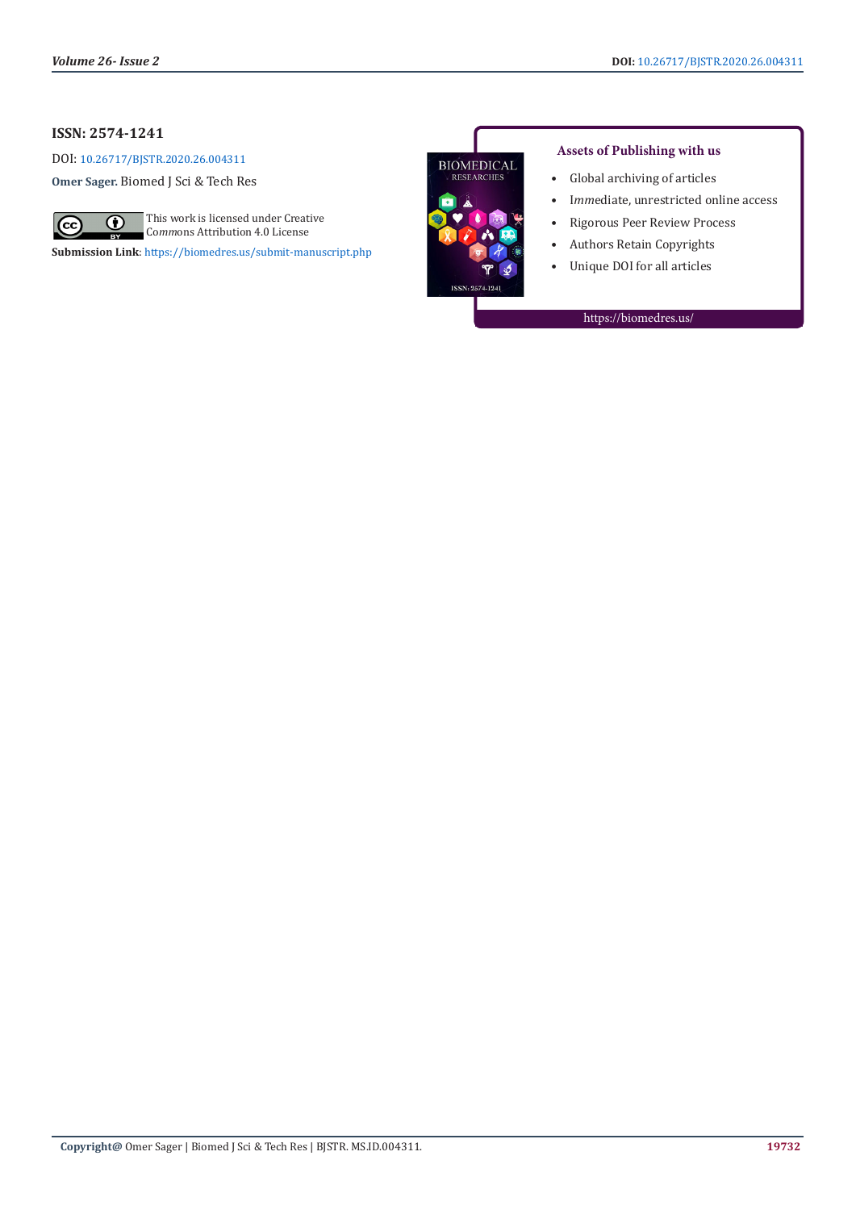**ISSN: 2574-1241**

DOI: 10.26717/BJSTR.2020.26.004311

**Omer Sager.** Biomed J Sci & Tech Res

This work is licensed under Creative Commons Attribution 4.0 License

**Submission Link**: https://biomedres.us/submit-manuscript.php

**Assets of Publishing with us**

- Global archiving of articles
- Immediate, unrestricted online access
- Rigorous Peer Review Process
- Authors Retain Copyrights
- Unique DOI for all articles

https://biomedres.us/